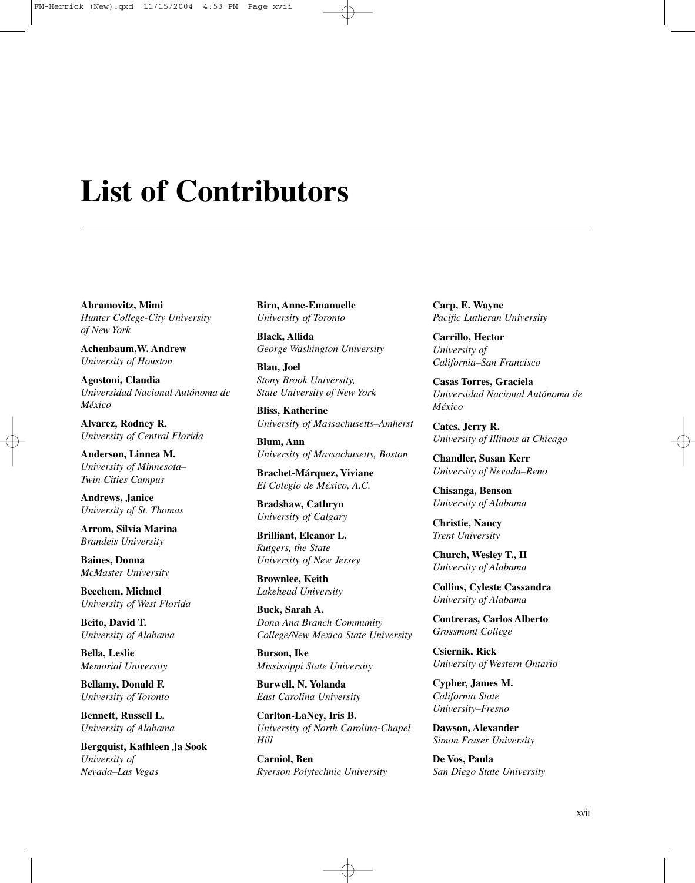# List of Contributors

**Abramovitz, Mimi**
*Hunter College-City University of New York*

**Achenbaum,W. Andrew**
*University of Houston*

**Agostoni, Claudia**
*Universidad Nacional Autónoma de México*

**Alvarez, Rodney R.**
*University of Central Florida*

**Anderson, Linnea M.**
*University of Minnesota–Twin Cities Campus*

**Andrews, Janice**
*University of St. Thomas*

**Arrom, Silvia Marina**
*Brandeis University*

**Baines, Donna**
*McMaster University*

**Beechem, Michael**
*University of West Florida*

**Beito, David T.**
*University of Alabama*

**Bella, Leslie**
*Memorial University*

**Bellamy, Donald F.**
*University of Toronto*

**Bennett, Russell L.**
*University of Alabama*

**Bergquist, Kathleen Ja Sook**
*University of Nevada–Las Vegas*

**Birn, Anne-Emanuelle**
*University of Toronto*

**Black, Allida**
*George Washington University*

**Blau, Joel**
*Stony Brook University, State University of New York*

**Bliss, Katherine**
*University of Massachusetts–Amherst*

**Blum, Ann**
*University of Massachusetts, Boston*

**Brachet-Márquez, Viviane**
*El Colegio de México, A.C.*

**Bradshaw, Cathryn**
*University of Calgary*

**Brilliant, Eleanor L.**
*Rutgers, the State University of New Jersey*

**Brownlee, Keith**
*Lakehead University*

**Buck, Sarah A.**
*Dona Ana Branch Community College/New Mexico State University*

**Burson, Ike**
*Mississippi State University*

**Burwell, N. Yolanda**
*East Carolina University*

**Carlton-LaNey, Iris B.**
*University of North Carolina-Chapel Hill*

**Carniol, Ben**
*Ryerson Polytechnic University*

**Carp, E. Wayne**
*Pacific Lutheran University*

**Carrillo, Hector**
*University of California–San Francisco*

**Casas Torres, Graciela**
*Universidad Nacional Autónoma de México*

**Cates, Jerry R.**
*University of Illinois at Chicago*

**Chandler, Susan Kerr**
*University of Nevada–Reno*

**Chisanga, Benson**
*University of Alabama*

**Christie, Nancy**
*Trent University*

**Church, Wesley T., II**
*University of Alabama*

**Collins, Cyleste Cassandra**
*University of Alabama*

**Contreras, Carlos Alberto**
*Grossmont College*

**Csiernik, Rick**
*University of Western Ontario*

**Cypher, James M.**
*California State University–Fresno*

**Dawson, Alexander**
*Simon Fraser University*

**De Vos, Paula**
*San Diego State University*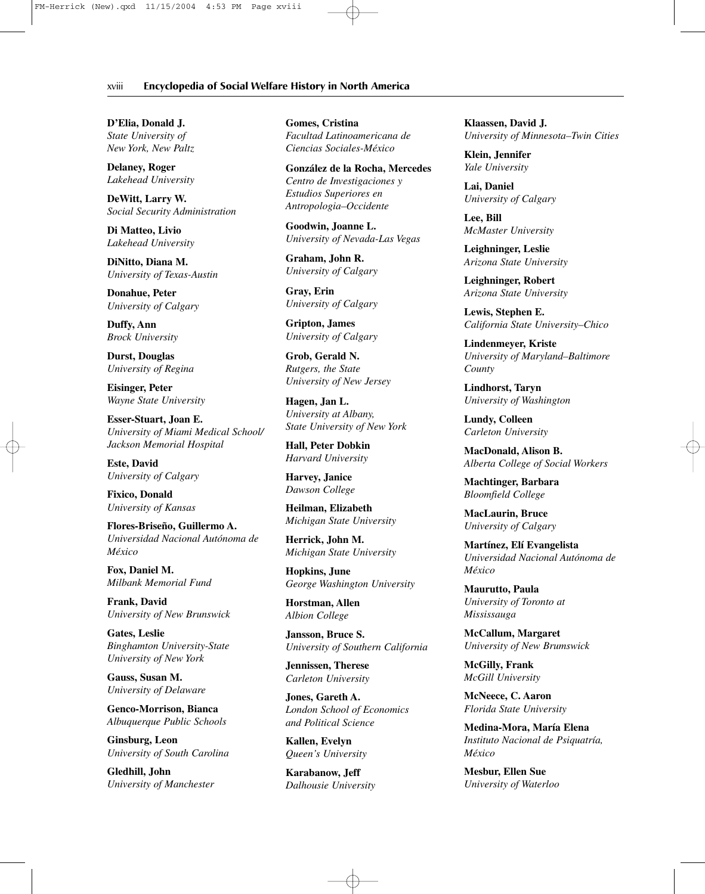**D'Elia, Donald J.**
*State University of New York, New Paltz*

**Delaney, Roger**
*Lakehead University*

**DeWitt, Larry W.**
*Social Security Administration*

**Di Matteo, Livio**
*Lakehead University*

**DiNitto, Diana M.**
*University of Texas-Austin*

**Donahue, Peter**
*University of Calgary*

**Duffy, Ann**
*Brock University*

**Durst, Douglas**
*University of Regina*

**Eisinger, Peter**
*Wayne State University*

**Esser-Stuart, Joan E.**
*University of Miami Medical School/ Jackson Memorial Hospital*

**Este, David**
*University of Calgary*

**Fixico, Donald**
*University of Kansas*

**Flores-Briseño, Guillermo A.**
*Universidad Nacional Autónoma de México*

**Fox, Daniel M.**
*Milbank Memorial Fund*

**Frank, David**
*University of New Brunswick*

**Gates, Leslie**
*Binghamton University-State University of New York*

**Gauss, Susan M.**
*University of Delaware*

**Genco-Morrison, Bianca**
*Albuquerque Public Schools*

**Ginsburg, Leon**
*University of South Carolina*

**Gledhill, John**
*University of Manchester*

**Gomes, Cristina**
*Facultad Latinoamericana de Ciencias Sociales-México*

**González de la Rocha, Mercedes**
*Centro de Investigaciones y Estudios Superiores en Antropologia–Occidente*

**Goodwin, Joanne L.**
*University of Nevada-Las Vegas*

**Graham, John R.**
*University of Calgary*

**Gray, Erin**
*University of Calgary*

**Gripton, James**
*University of Calgary*

**Grob, Gerald N.**
*Rutgers, the State University of New Jersey*

**Hagen, Jan L.**
*University at Albany, State University of New York*

**Hall, Peter Dobkin**
*Harvard University*

**Harvey, Janice**
*Dawson College*

**Heilman, Elizabeth**
*Michigan State University*

**Herrick, John M.**
*Michigan State University*

**Hopkins, June**
*George Washington University*

**Horstman, Allen**
*Albion College*

**Jansson, Bruce S.**
*University of Southern California*

**Jennissen, Therese**
*Carleton University*

**Jones, Gareth A.**
*London School of Economics and Political Science*

**Kallen, Evelyn**
*Queen's University*

**Karabanow, Jeff**
*Dalhousie University*

**Klaassen, David J.**
*University of Minnesota–Twin Cities*

**Klein, Jennifer**
*Yale University*

**Lai, Daniel**
*University of Calgary*

**Lee, Bill**
*McMaster University*

**Leighninger, Leslie**
*Arizona State University*

**Leighninger, Robert**
*Arizona State University*

**Lewis, Stephen E.**
*California State University–Chico*

**Lindenmeyer, Kriste**
*University of Maryland–Baltimore County*

**Lindhorst, Taryn**
*University of Washington*

**Lundy, Colleen**
*Carleton University*

**MacDonald, Alison B.**
*Alberta College of Social Workers*

**Machtinger, Barbara**
*Bloomfield College*

**MacLaurin, Bruce**
*University of Calgary*

**Martínez, Elí Evangelista**
*Universidad Nacional Autónoma de México*

**Maurutto, Paula**
*University of Toronto at Mississauga*

**McCallum, Margaret**
*University of New Brumswick*

**McGilly, Frank**
*McGill University*

**McNeece, C. Aaron**
*Florida State University*

**Medina-Mora, María Elena**
*Instituto Nacional de Psiquatría, México*

**Mesbur, Ellen Sue**
*University of Waterloo*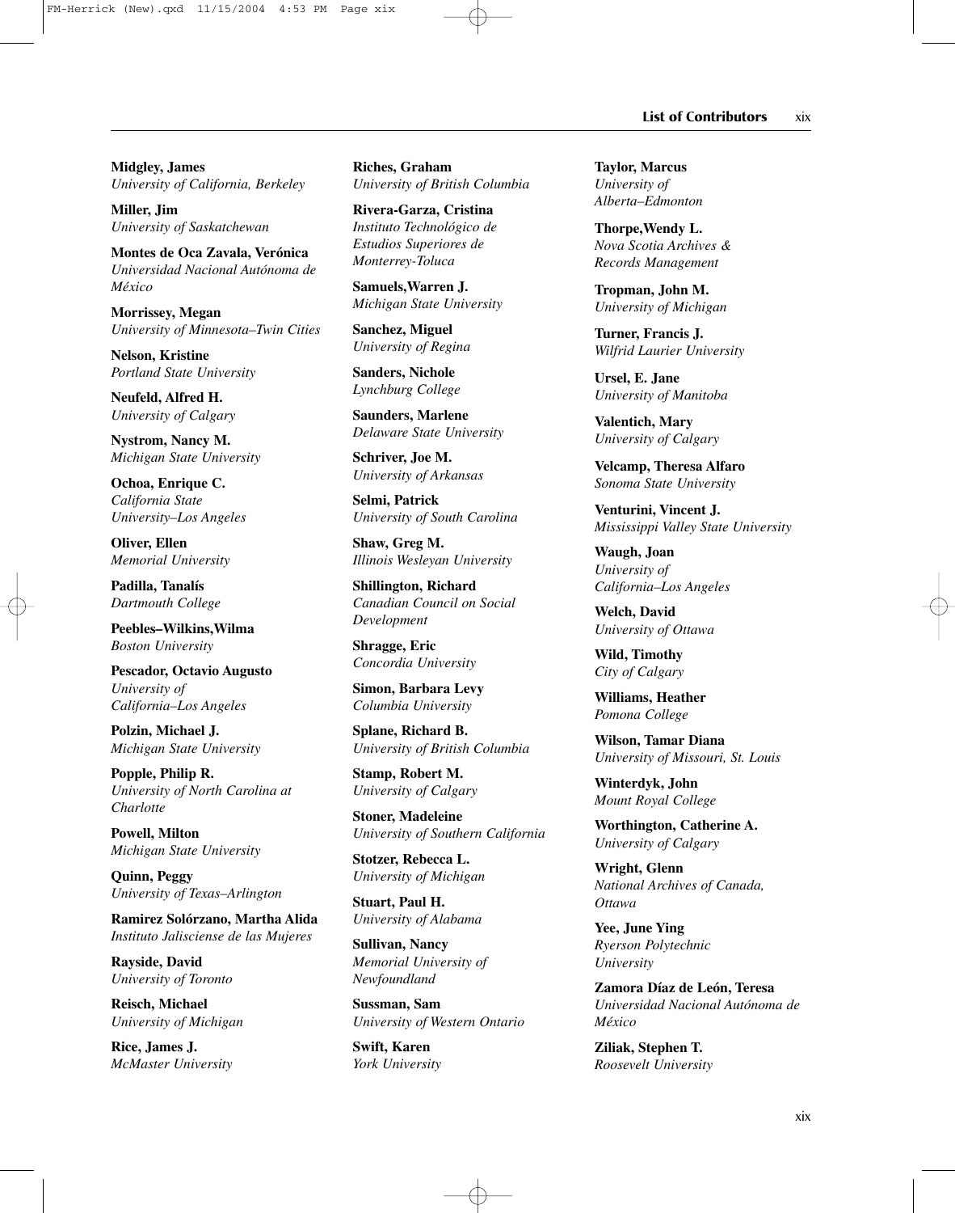**Midgley, James**
*University of California, Berkeley*

**Miller, Jim**
*University of Saskatchewan*

**Montes de Oca Zavala, Verónica**
*Universidad Nacional Autónoma de México*

**Morrissey, Megan**
*University of Minnesota–Twin Cities*

**Nelson, Kristine**
*Portland State University*

**Neufeld, Alfred H.**
*University of Calgary*

**Nystrom, Nancy M.**
*Michigan State University*

**Ochoa, Enrique C.**
*California State University–Los Angeles*

**Oliver, Ellen**
*Memorial University*

**Padilla, Tanalís**
*Dartmouth College*

**Peebles–Wilkins,Wilma**
*Boston University*

**Pescador, Octavio Augusto**
*University of California–Los Angeles*

**Polzin, Michael J.**
*Michigan State University*

**Popple, Philip R.**
*University of North Carolina at Charlotte*

**Powell, Milton**
*Michigan State University*

**Quinn, Peggy**
*University of Texas–Arlington*

**Ramirez Solórzano, Martha Alida**
*Instituto Jalisciense de las Mujeres*

**Rayside, David**
*University of Toronto*

**Reisch, Michael**
*University of Michigan*

**Rice, James J.**
*McMaster University*

**Riches, Graham**
*University of British Columbia*

**Rivera-Garza, Cristina**
*Instituto Technológico de Estudios Superiores de Monterrey-Toluca*

**Samuels,Warren J.**
*Michigan State University*

**Sanchez, Miguel**
*University of Regina*

**Sanders, Nichole**
*Lynchburg College*

**Saunders, Marlene**
*Delaware State University*

**Schriver, Joe M.**
*University of Arkansas*

**Selmi, Patrick**
*University of South Carolina*

**Shaw, Greg M.**
*Illinois Wesleyan University*

**Shillington, Richard**
*Canadian Council on Social Development*

**Shragge, Eric**
*Concordia University*

**Simon, Barbara Levy**
*Columbia University*

**Splane, Richard B.**
*University of British Columbia*

**Stamp, Robert M.**
*University of Calgary*

**Stoner, Madeleine**
*University of Southern California*

**Stotzer, Rebecca L.**
*University of Michigan*

**Stuart, Paul H.**
*University of Alabama*

**Sullivan, Nancy**
*Memorial University of Newfoundland*

**Sussman, Sam**
*University of Western Ontario*

**Swift, Karen**
*York University*

**Taylor, Marcus**
*University of Alberta–Edmonton*

**Thorpe,Wendy L.**
*Nova Scotia Archives & Records Management*

**Tropman, John M.**
*University of Michigan*

**Turner, Francis J.**
*Wilfrid Laurier University*

**Ursel, E. Jane**
*University of Manitoba*

**Valentich, Mary**
*University of Calgary*

**Velcamp, Theresa Alfaro**
*Sonoma State University*

**Venturini, Vincent J.**
*Mississippi Valley State University*

**Waugh, Joan**
*University of California–Los Angeles*

**Welch, David**
*University of Ottawa*

**Wild, Timothy**
*City of Calgary*

**Williams, Heather**
*Pomona College*

**Wilson, Tamar Diana**
*University of Missouri, St. Louis*

**Winterdyk, John**
*Mount Royal College*

**Worthington, Catherine A.**
*University of Calgary*

**Wright, Glenn**
*National Archives of Canada, Ottawa*

**Yee, June Ying**
*Ryerson Polytechnic University*

**Zamora Díaz de León, Teresa**
*Universidad Nacional Autónoma de México*

**Ziliak, Stephen T.**
*Roosevelt University*